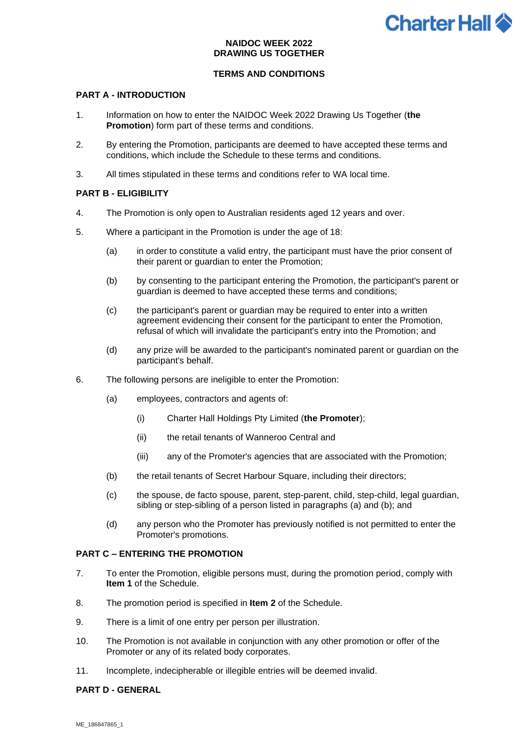**NAIDOC WEEK 2022**
**DRAWING US TOGETHER**

**TERMS AND CONDITIONS**

## PART A - INTRODUCTION

1. Information on how to enter the NAIDOC Week 2022 Drawing Us Together (**the Promotion**) form part of these terms and conditions.

2. By entering the Promotion, participants are deemed to have accepted these terms and conditions, which include the Schedule to these terms and conditions.

3. All times stipulated in these terms and conditions refer to WA local time.

## PART B - ELIGIBILITY

4. The Promotion is only open to Australian residents aged 12 years and over.

5. Where a participant in the Promotion is under the age of 18:

   (a) in order to constitute a valid entry, the participant must have the prior consent of their parent or guardian to enter the Promotion;

   (b) by consenting to the participant entering the Promotion, the participant's parent or guardian is deemed to have accepted these terms and conditions;

   (c) the participant's parent or guardian may be required to enter into a written agreement evidencing their consent for the participant to enter the Promotion, refusal of which will invalidate the participant's entry into the Promotion; and

   (d) any prize will be awarded to the participant's nominated parent or guardian on the participant's behalf.

6. The following persons are ineligible to enter the Promotion:

   (a) employees, contractors and agents of:

      (i) Charter Hall Holdings Pty Limited (**the Promoter**);

      (ii) the retail tenants of Wanneroo Central and

      (iii) any of the Promoter's agencies that are associated with the Promotion;

   (b) the retail tenants of Secret Harbour Square, including their directors;

   (c) the spouse, de facto spouse, parent, step-parent, child, step-child, legal guardian, sibling or step-sibling of a person listed in paragraphs (a) and (b); and

   (d) any person who the Promoter has previously notified is not permitted to enter the Promoter's promotions.

## PART C – ENTERING THE PROMOTION

7. To enter the Promotion, eligible persons must, during the promotion period, comply with **Item 1** of the Schedule.

8. The promotion period is specified in **Item 2** of the Schedule.

9. There is a limit of one entry per person per illustration.

10. The Promotion is not available in conjunction with any other promotion or offer of the Promoter or any of its related body corporates.

11. Incomplete, indecipherable or illegible entries will be deemed invalid.

## PART D - GENERAL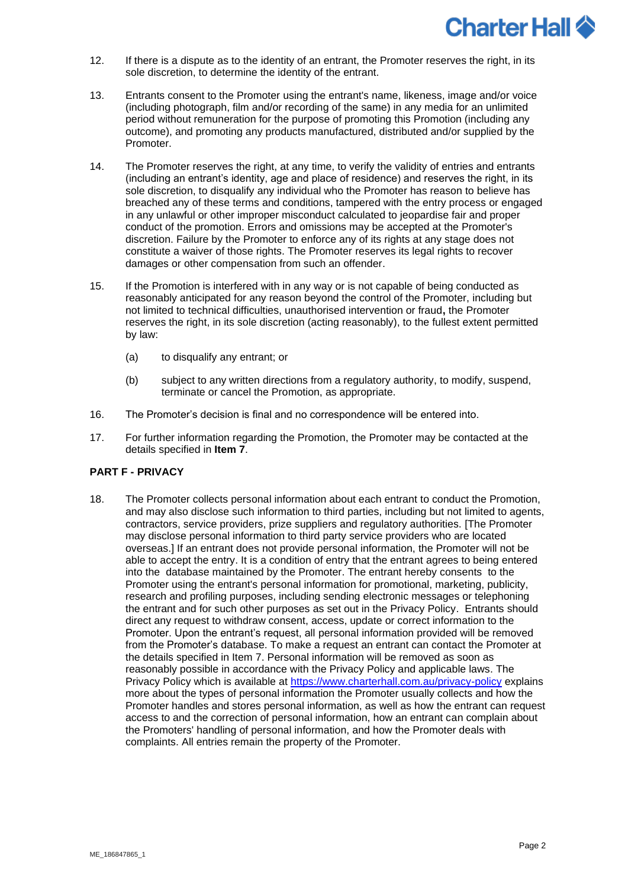12. If there is a dispute as to the identity of an entrant, the Promoter reserves the right, in its sole discretion, to determine the identity of the entrant.

13. Entrants consent to the Promoter using the entrant's name, likeness, image and/or voice (including photograph, film and/or recording of the same) in any media for an unlimited period without remuneration for the purpose of promoting this Promotion (including any outcome), and promoting any products manufactured, distributed and/or supplied by the Promoter.

14. The Promoter reserves the right, at any time, to verify the validity of entries and entrants (including an entrant's identity, age and place of residence) and reserves the right, in its sole discretion, to disqualify any individual who the Promoter has reason to believe has breached any of these terms and conditions, tampered with the entry process or engaged in any unlawful or other improper misconduct calculated to jeopardise fair and proper conduct of the promotion. Errors and omissions may be accepted at the Promoter's discretion. Failure by the Promoter to enforce any of its rights at any stage does not constitute a waiver of those rights. The Promoter reserves its legal rights to recover damages or other compensation from such an offender.

15. If the Promotion is interfered with in any way or is not capable of being conducted as reasonably anticipated for any reason beyond the control of the Promoter, including but not limited to technical difficulties, unauthorised intervention or fraud**,** the Promoter reserves the right, in its sole discretion (acting reasonably), to the fullest extent permitted by law:

    (a) to disqualify any entrant; or

    (b) subject to any written directions from a regulatory authority, to modify, suspend, terminate or cancel the Promotion, as appropriate.

16. The Promoter's decision is final and no correspondence will be entered into.

17. For further information regarding the Promotion, the Promoter may be contacted at the details specified in **Item 7**.

**PART F - PRIVACY**

18. The Promoter collects personal information about each entrant to conduct the Promotion, and may also disclose such information to third parties, including but not limited to agents, contractors, service providers, prize suppliers and regulatory authorities. [The Promoter may disclose personal information to third party service providers who are located overseas.] If an entrant does not provide personal information, the Promoter will not be able to accept the entry. It is a condition of entry that the entrant agrees to being entered into the database maintained by the Promoter. The entrant hereby consents to the Promoter using the entrant's personal information for promotional, marketing, publicity, research and profiling purposes, including sending electronic messages or telephoning the entrant and for such other purposes as set out in the Privacy Policy. Entrants should direct any request to withdraw consent, access, update or correct information to the Promoter. Upon the entrant's request, all personal information provided will be removed from the Promoter's database. To make a request an entrant can contact the Promoter at the details specified in Item 7. Personal information will be removed as soon as reasonably possible in accordance with the Privacy Policy and applicable laws. The Privacy Policy which is available at https://www.charterhall.com.au/privacy-policy explains more about the types of personal information the Promoter usually collects and how the Promoter handles and stores personal information, as well as how the entrant can request access to and the correction of personal information, how an entrant can complain about the Promoters' handling of personal information, and how the Promoter deals with complaints. All entries remain the property of the Promoter.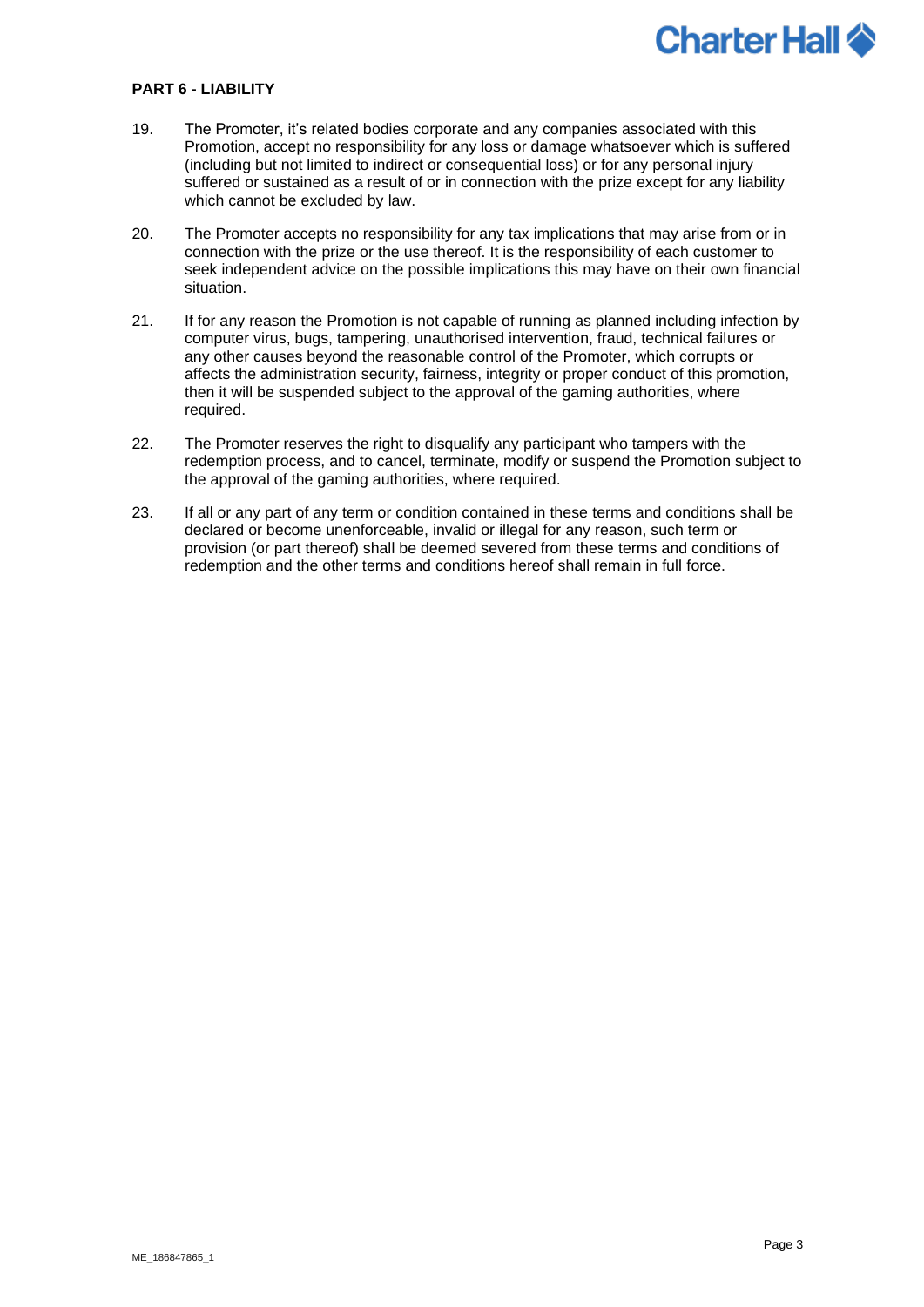**PART 6 - LIABILITY**

19. The Promoter, it's related bodies corporate and any companies associated with this Promotion, accept no responsibility for any loss or damage whatsoever which is suffered (including but not limited to indirect or consequential loss) or for any personal injury suffered or sustained as a result of or in connection with the prize except for any liability which cannot be excluded by law.

20. The Promoter accepts no responsibility for any tax implications that may arise from or in connection with the prize or the use thereof. It is the responsibility of each customer to seek independent advice on the possible implications this may have on their own financial situation.

21. If for any reason the Promotion is not capable of running as planned including infection by computer virus, bugs, tampering, unauthorised intervention, fraud, technical failures or any other causes beyond the reasonable control of the Promoter, which corrupts or affects the administration security, fairness, integrity or proper conduct of this promotion, then it will be suspended subject to the approval of the gaming authorities, where required.

22. The Promoter reserves the right to disqualify any participant who tampers with the redemption process, and to cancel, terminate, modify or suspend the Promotion subject to the approval of the gaming authorities, where required.

23. If all or any part of any term or condition contained in these terms and conditions shall be declared or become unenforceable, invalid or illegal for any reason, such term or provision (or part thereof) shall be deemed severed from these terms and conditions of redemption and the other terms and conditions hereof shall remain in full force.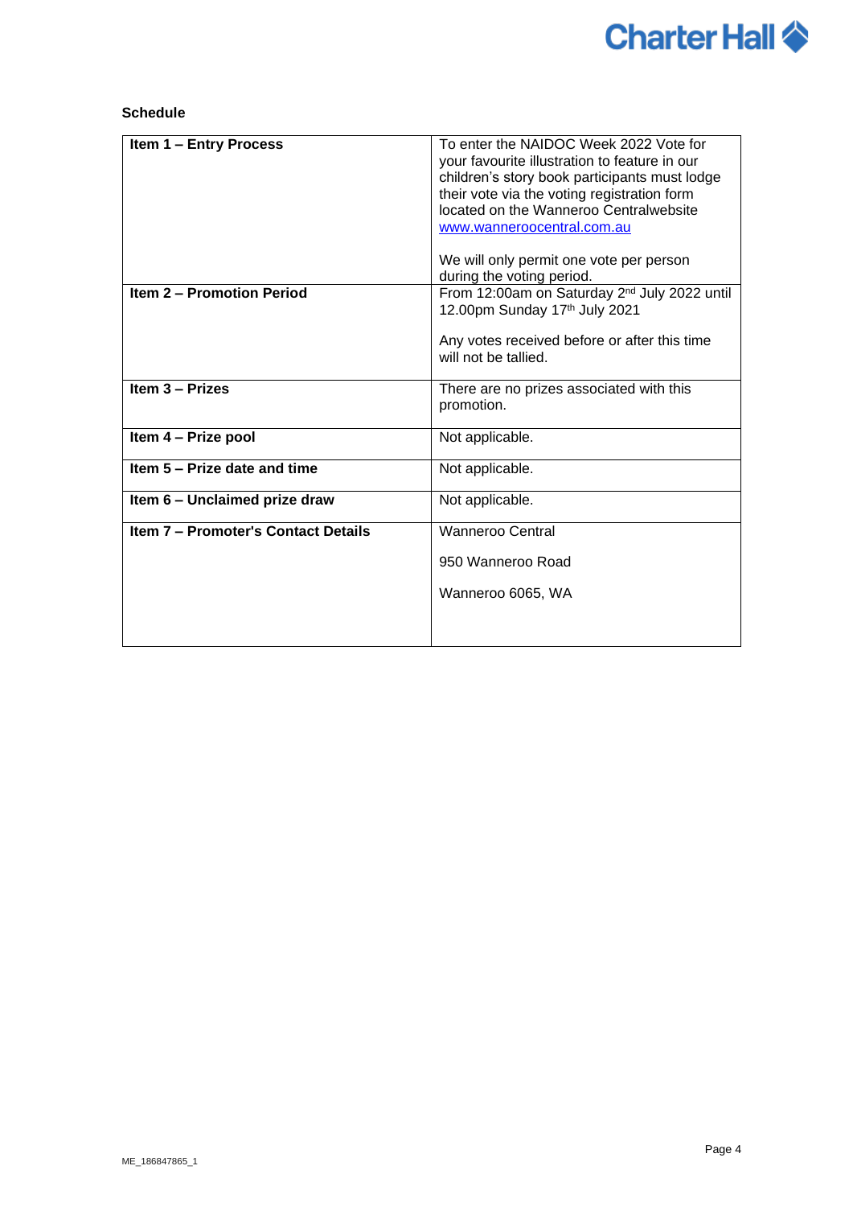**Schedule**

| | |
|---|---|
| **Item 1 – Entry Process** | To enter the NAIDOC Week 2022 Vote for your favourite illustration to feature in our children's story book participants must lodge their vote via the voting registration form located on the Wanneroo Centralwebsite www.wanneroocentral.com.au<br><br>We will only permit one vote per person during the voting period. |
| **Item 2 – Promotion Period** | From 12:00am on Saturday 2nd July 2022 until 12.00pm Sunday 17th July 2021<br><br>Any votes received before or after this time will not be tallied. |
| **Item 3 – Prizes** | There are no prizes associated with this promotion. |
| **Item 4 – Prize pool** | Not applicable. |
| **Item 5 – Prize date and time** | Not applicable. |
| **Item 6 – Unclaimed prize draw** | Not applicable. |
| **Item 7 – Promoter's Contact Details** | Wanneroo Central<br><br>950 Wanneroo Road<br><br>Wanneroo 6065, WA |

ME_186847865_1